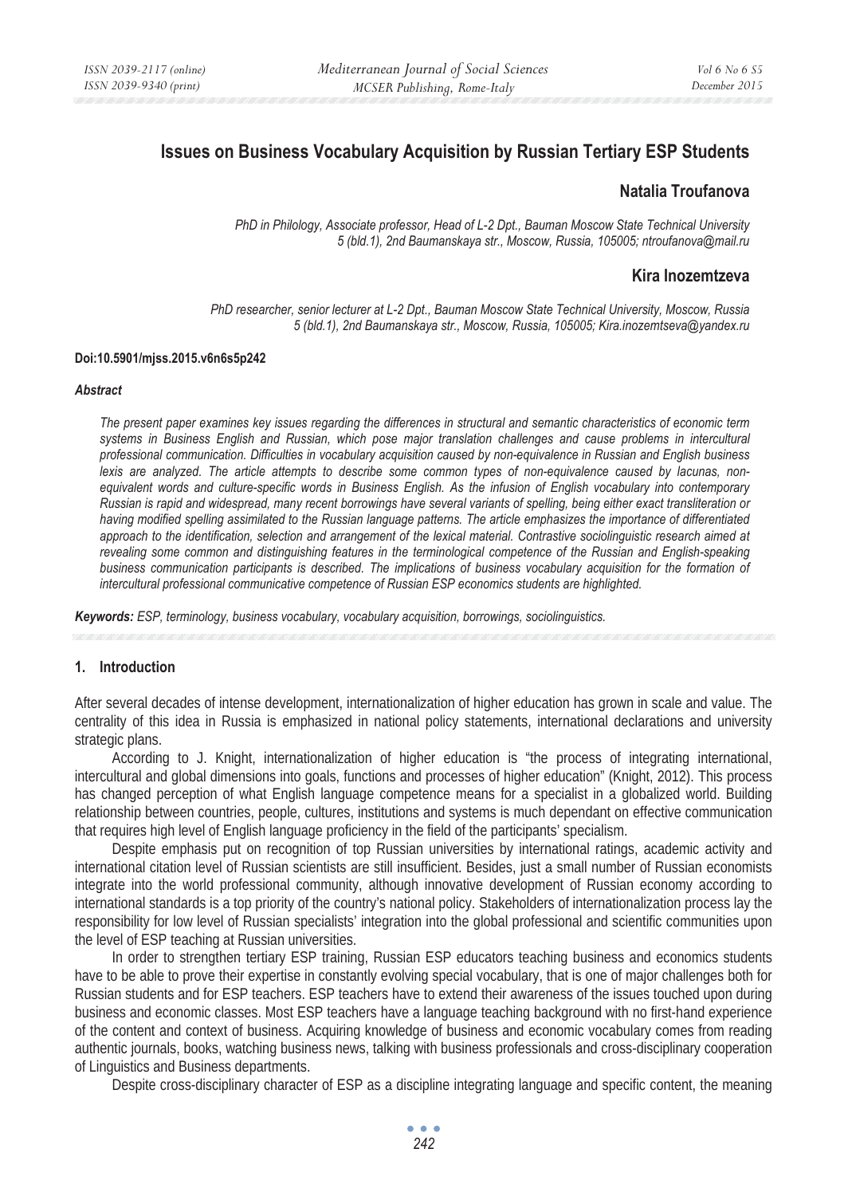# Issues on Business Vocabulary Acquisition by Russian Tertiary ESP Students

## Natalia Troufanova

*PhD in Philology, Associate professor, Head of L-2 Dpt., Bauman Moscow State Technical University*
*5 (bld.1), 2nd Baumanskaya str., Moscow, Russia, 105005; ntroufanova@mail.ru*

## Kira Inozemtzeva

*PhD researcher, senior lecturer at L-2 Dpt., Bauman Moscow State Technical University, Moscow, Russia*
*5 (bld.1), 2nd Baumanskaya str., Moscow, Russia, 105005; Kira.inozemtseva@yandex.ru*

**Doi:10.5901/mjss.2015.v6n6s5p242**

***Abstract***

*The present paper examines key issues regarding the differences in structural and semantic characteristics of economic term systems in Business English and Russian, which pose major translation challenges and cause problems in intercultural professional communication. Difficulties in vocabulary acquisition caused by non-equivalence in Russian and English business lexis are analyzed. The article attempts to describe some common types of non-equivalence caused by lacunas, non-equivalent words and culture-specific words in Business English. As the infusion of English vocabulary into contemporary Russian is rapid and widespread, many recent borrowings have several variants of spelling, being either exact transliteration or having modified spelling assimilated to the Russian language patterns. The article emphasizes the importance of differentiated approach to the identification, selection and arrangement of the lexical material. Contrastive sociolinguistic research aimed at revealing some common and distinguishing features in the terminological competence of the Russian and English-speaking business communication participants is described. The implications of business vocabulary acquisition for the formation of intercultural professional communicative competence of Russian ESP economics students are highlighted.*

***Keywords:*** *ESP, terminology, business vocabulary, vocabulary acquisition, borrowings, sociolinguistics.*

## 1. Introduction

After several decades of intense development, internationalization of higher education has grown in scale and value. The centrality of this idea in Russia is emphasized in national policy statements, international declarations and university strategic plans.

According to J. Knight, internationalization of higher education is "the process of integrating international, intercultural and global dimensions into goals, functions and processes of higher education" (Knight, 2012). This process has changed perception of what English language competence means for a specialist in a globalized world. Building relationship between countries, people, cultures, institutions and systems is much dependant on effective communication that requires high level of English language proficiency in the field of the participants' specialism.

Despite emphasis put on recognition of top Russian universities by international ratings, academic activity and international citation level of Russian scientists are still insufficient. Besides, just a small number of Russian economists integrate into the world professional community, although innovative development of Russian economy according to international standards is a top priority of the country's national policy. Stakeholders of internationalization process lay the responsibility for low level of Russian specialists' integration into the global professional and scientific communities upon the level of ESP teaching at Russian universities.

In order to strengthen tertiary ESP training, Russian ESP educators teaching business and economics students have to be able to prove their expertise in constantly evolving special vocabulary, that is one of major challenges both for Russian students and for ESP teachers. ESP teachers have to extend their awareness of the issues touched upon during business and economic classes. Most ESP teachers have a language teaching background with no first-hand experience of the content and context of business. Acquiring knowledge of business and economic vocabulary comes from reading authentic journals, books, watching business news, talking with business professionals and cross-disciplinary cooperation of Linguistics and Business departments.

Despite cross-disciplinary character of ESP as a discipline integrating language and specific content, the meaning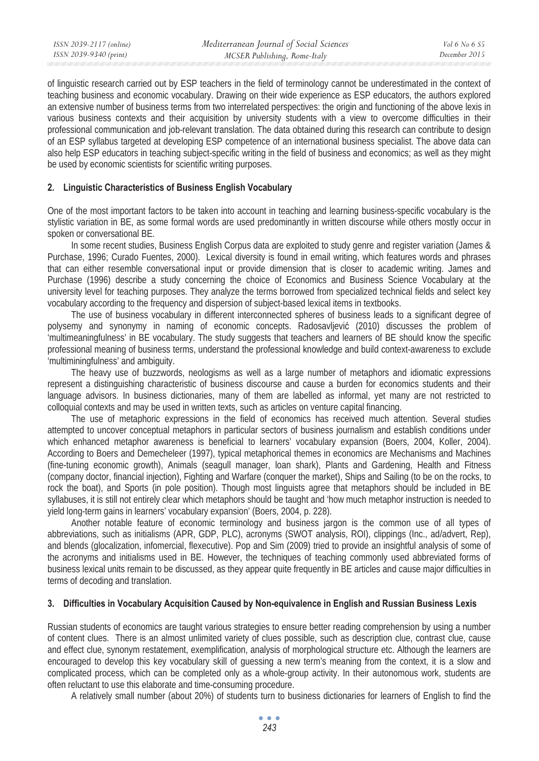of linguistic research carried out by ESP teachers in the field of terminology cannot be underestimated in the context of teaching business and economic vocabulary. Drawing on their wide experience as ESP educators, the authors explored an extensive number of business terms from two interrelated perspectives: the origin and functioning of the above lexis in various business contexts and their acquisition by university students with a view to overcome difficulties in their professional communication and job-relevant translation. The data obtained during this research can contribute to design of an ESP syllabus targeted at developing ESP competence of an international business specialist. The above data can also help ESP educators in teaching subject-specific writing in the field of business and economics; as well as they might be used by economic scientists for scientific writing purposes.

## 2. Linguistic Characteristics of Business English Vocabulary

One of the most important factors to be taken into account in teaching and learning business-specific vocabulary is the stylistic variation in BE, as some formal words are used predominantly in written discourse while others mostly occur in spoken or conversational BE.

In some recent studies, Business English Corpus data are exploited to study genre and register variation (James & Purchase, 1996; Curado Fuentes, 2000). Lexical diversity is found in email writing, which features words and phrases that can either resemble conversational input or provide dimension that is closer to academic writing. James and Purchase (1996) describe a study concerning the choice of Economics and Business Science Vocabulary at the university level for teaching purposes. They analyze the terms borrowed from specialized technical fields and select key vocabulary according to the frequency and dispersion of subject-based lexical items in textbooks.

The use of business vocabulary in different interconnected spheres of business leads to a significant degree of polysemy and synonymy in naming of economic concepts. Radosavljević (2010) discusses the problem of 'multimeaningfulness' in BE vocabulary. The study suggests that teachers and learners of BE should know the specific professional meaning of business terms, understand the professional knowledge and build context-awareness to exclude 'multiminingfulness' and ambiguity.

The heavy use of buzzwords, neologisms as well as a large number of metaphors and idiomatic expressions represent a distinguishing characteristic of business discourse and cause a burden for economics students and their language advisors. In business dictionaries, many of them are labelled as informal, yet many are not restricted to colloquial contexts and may be used in written texts, such as articles on venture capital financing.

The use of metaphoric expressions in the field of economics has received much attention. Several studies attempted to uncover conceptual metaphors in particular sectors of business journalism and establish conditions under which enhanced metaphor awareness is beneficial to learners' vocabulary expansion (Boers, 2004, Koller, 2004). According to Boers and Demecheleer (1997), typical metaphorical themes in economics are Mechanisms and Machines (fine-tuning economic growth), Animals (seagull manager, loan shark), Plants and Gardening, Health and Fitness (company doctor, financial injection), Fighting and Warfare (conquer the market), Ships and Sailing (to be on the rocks, to rock the boat), and Sports (in pole position). Though most linguists agree that metaphors should be included in BE syllabuses, it is still not entirely clear which metaphors should be taught and 'how much metaphor instruction is needed to yield long-term gains in learners' vocabulary expansion' (Boers, 2004, p. 228).

Another notable feature of economic terminology and business jargon is the common use of all types of abbreviations, such as initialisms (APR, GDP, PLC), acronyms (SWOT analysis, ROI), clippings (Inc., ad/advert, Rep), and blends (glocalization, infomercial, flexecutive). Pop and Sim (2009) tried to provide an insightful analysis of some of the acronyms and initialisms used in BE. However, the techniques of teaching commonly used abbreviated forms of business lexical units remain to be discussed, as they appear quite frequently in BE articles and cause major difficulties in terms of decoding and translation.

## 3. Difficulties in Vocabulary Acquisition Caused by Non-equivalence in English and Russian Business Lexis

Russian students of economics are taught various strategies to ensure better reading comprehension by using a number of content clues. There is an almost unlimited variety of clues possible, such as description clue, contrast clue, cause and effect clue, synonym restatement, exemplification, analysis of morphological structure etc. Although the learners are encouraged to develop this key vocabulary skill of guessing a new term's meaning from the context, it is a slow and complicated process, which can be completed only as a whole-group activity. In their autonomous work, students are often reluctant to use this elaborate and time-consuming procedure.

A relatively small number (about 20%) of students turn to business dictionaries for learners of English to find the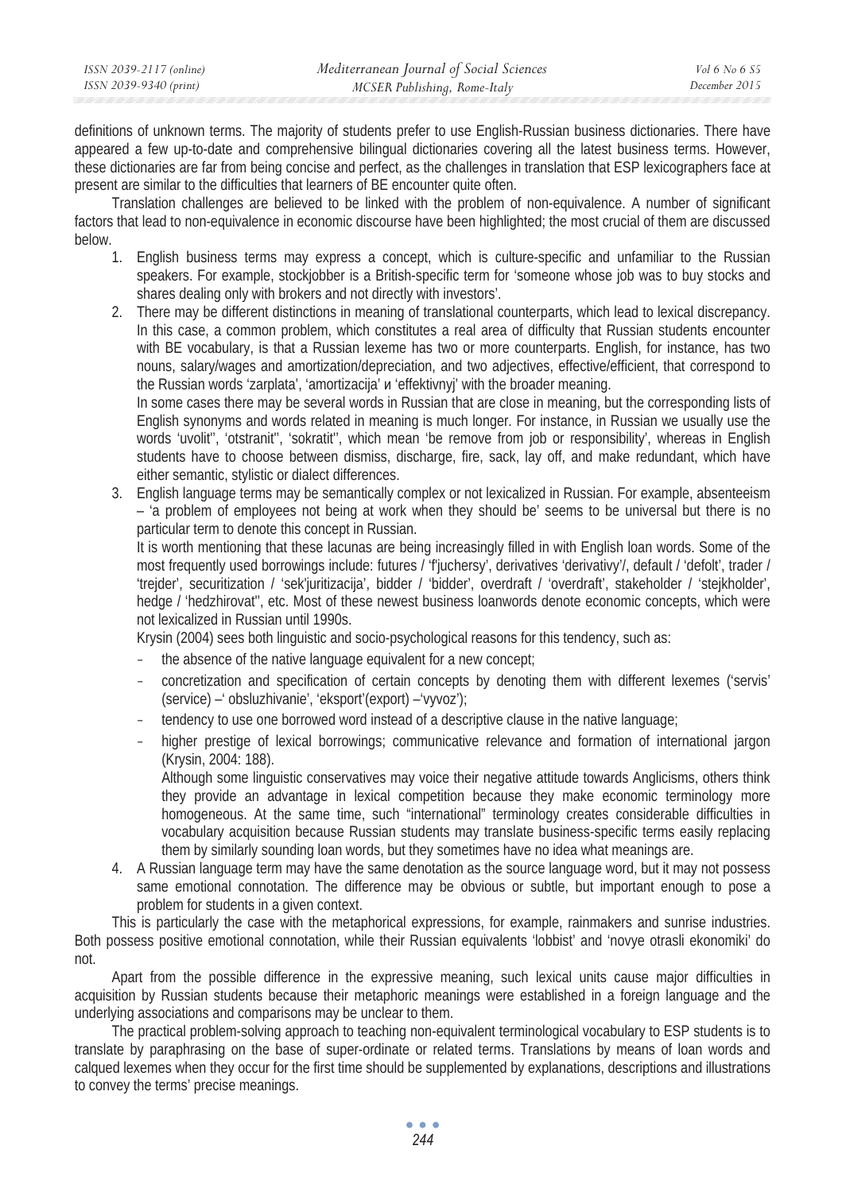definitions of unknown terms. The majority of students prefer to use English-Russian business dictionaries. There have appeared a few up-to-date and comprehensive bilingual dictionaries covering all the latest business terms. However, these dictionaries are far from being concise and perfect, as the challenges in translation that ESP lexicographers face at present are similar to the difficulties that learners of BE encounter quite often.

Translation challenges are believed to be linked with the problem of non-equivalence. A number of significant factors that lead to non-equivalence in economic discourse have been highlighted; the most crucial of them are discussed below.

1. English business terms may express a concept, which is culture-specific and unfamiliar to the Russian speakers. For example, stockjobber is a British-specific term for 'someone whose job was to buy stocks and shares dealing only with brokers and not directly with investors'.
2. There may be different distinctions in meaning of translational counterparts, which lead to lexical discrepancy. In this case, a common problem, which constitutes a real area of difficulty that Russian students encounter with BE vocabulary, is that a Russian lexeme has two or more counterparts. English, for instance, has two nouns, salary/wages and amortization/depreciation, and two adjectives, effective/efficient, that correspond to the Russian words 'zarplata', 'amortizacija' и 'effektivnyj' with the broader meaning.

   In some cases there may be several words in Russian that are close in meaning, but the corresponding lists of English synonyms and words related in meaning is much longer. For instance, in Russian we usually use the words 'uvolit'', 'otstranit'', 'sokratit'', which mean 'be remove from job or responsibility', whereas in English students have to choose between dismiss, discharge, fire, sack, lay off, and make redundant, which have either semantic, stylistic or dialect differences.
3. English language terms may be semantically complex or not lexicalized in Russian. For example, absenteeism – 'a problem of employees not being at work when they should be' seems to be universal but there is no particular term to denote this concept in Russian.

   It is worth mentioning that these lacunas are being increasingly filled in with English loan words. Some of the most frequently used borrowings include: futures / 'f'juchersy', derivatives 'derivativy'/, default / 'defolt', trader / 'trejder', securitization / 'sek'juritizacija', bidder / 'bidder', overdraft / 'overdraft', stakeholder / 'stejkholder', hedge / 'hedzhirovat'', etc. Most of these newest business loanwords denote economic concepts, which were not lexicalized in Russian until 1990s.

   Krysin (2004) sees both linguistic and socio-psychological reasons for this tendency, such as:

   - the absence of the native language equivalent for a new concept;
   - concretization and specification of certain concepts by denoting them with different lexemes ('servis' (service) –' obsluzhivanie', 'eksport'(export) –'vyvoz');
   - tendency to use one borrowed word instead of a descriptive clause in the native language;
   - higher prestige of lexical borrowings; communicative relevance and formation of international jargon (Krysin, 2004: 188).

   Although some linguistic conservatives may voice their negative attitude towards Anglicisms, others think they provide an advantage in lexical competition because they make economic terminology more homogeneous. At the same time, such "international" terminology creates considerable difficulties in vocabulary acquisition because Russian students may translate business-specific terms easily replacing them by similarly sounding loan words, but they sometimes have no idea what meanings are.
4. A Russian language term may have the same denotation as the source language word, but it may not possess same emotional connotation. The difference may be obvious or subtle, but important enough to pose a problem for students in a given context.

This is particularly the case with the metaphorical expressions, for example, rainmakers and sunrise industries. Both possess positive emotional connotation, while their Russian equivalents 'lobbist' and 'novye otrasli ekonomiki' do not.

Apart from the possible difference in the expressive meaning, such lexical units cause major difficulties in acquisition by Russian students because their metaphoric meanings were established in a foreign language and the underlying associations and comparisons may be unclear to them.

The practical problem-solving approach to teaching non-equivalent terminological vocabulary to ESP students is to translate by paraphrasing on the base of super-ordinate or related terms. Translations by means of loan words and calqued lexemes when they occur for the first time should be supplemented by explanations, descriptions and illustrations to convey the terms' precise meanings.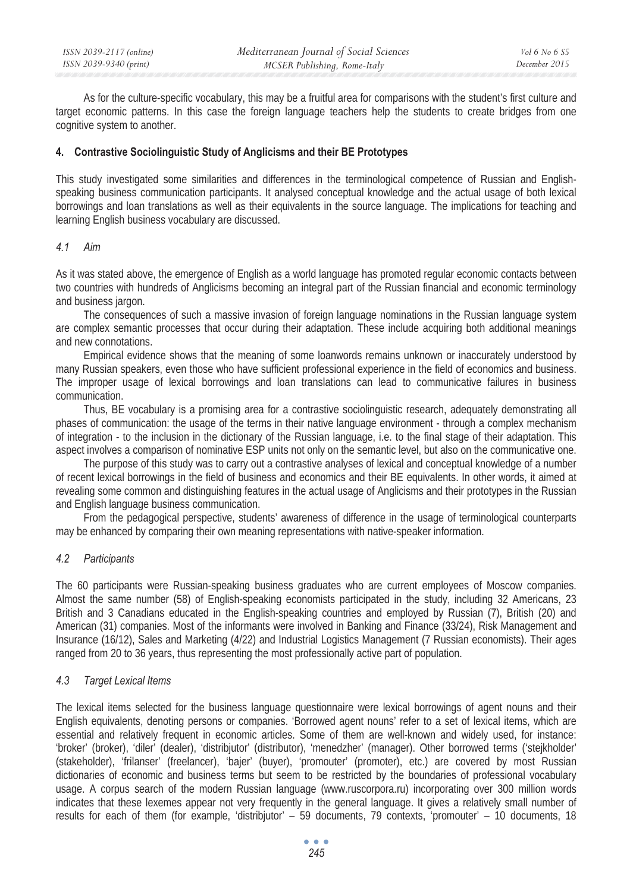As for the culture-specific vocabulary, this may be a fruitful area for comparisons with the student's first culture and target economic patterns. In this case the foreign language teachers help the students to create bridges from one cognitive system to another.

## 4. Contrastive Sociolinguistic Study of Anglicisms and their BE Prototypes

This study investigated some similarities and differences in the terminological competence of Russian and English-speaking business communication participants. It analysed conceptual knowledge and the actual usage of both lexical borrowings and loan translations as well as their equivalents in the source language. The implications for teaching and learning English business vocabulary are discussed.

### 4.1 Aim

As it was stated above, the emergence of English as a world language has promoted regular economic contacts between two countries with hundreds of Anglicisms becoming an integral part of the Russian financial and economic terminology and business jargon.

The consequences of such a massive invasion of foreign language nominations in the Russian language system are complex semantic processes that occur during their adaptation. These include acquiring both additional meanings and new connotations.

Empirical evidence shows that the meaning of some loanwords remains unknown or inaccurately understood by many Russian speakers, even those who have sufficient professional experience in the field of economics and business. The improper usage of lexical borrowings and loan translations can lead to communicative failures in business communication.

Thus, BE vocabulary is a promising area for a contrastive sociolinguistic research, adequately demonstrating all phases of communication: the usage of the terms in their native language environment - through a complex mechanism of integration - to the inclusion in the dictionary of the Russian language, i.e. to the final stage of their adaptation. This aspect involves a comparison of nominative ESP units not only on the semantic level, but also on the communicative one.

The purpose of this study was to carry out a contrastive analyses of lexical and conceptual knowledge of a number of recent lexical borrowings in the field of business and economics and their BE equivalents. In other words, it aimed at revealing some common and distinguishing features in the actual usage of Anglicisms and their prototypes in the Russian and English language business communication.

From the pedagogical perspective, students' awareness of difference in the usage of terminological counterparts may be enhanced by comparing their own meaning representations with native-speaker information.

### 4.2 Participants

The 60 participants were Russian-speaking business graduates who are current employees of Moscow companies. Almost the same number (58) of English-speaking economists participated in the study, including 32 Americans, 23 British and 3 Canadians educated in the English-speaking countries and employed by Russian (7), British (20) and American (31) companies. Most of the informants were involved in Banking and Finance (33/24), Risk Management and Insurance (16/12), Sales and Marketing (4/22) and Industrial Logistics Management (7 Russian economists). Their ages ranged from 20 to 36 years, thus representing the most professionally active part of population.

### 4.3 Target Lexical Items

The lexical items selected for the business language questionnaire were lexical borrowings of agent nouns and their English equivalents, denoting persons or companies. 'Borrowed agent nouns' refer to a set of lexical items, which are essential and relatively frequent in economic articles. Some of them are well-known and widely used, for instance: 'broker' (broker), 'diler' (dealer), 'distribjutor' (distributor), 'menedzher' (manager). Other borrowed terms ('stejkholder' (stakeholder), 'frilanser' (freelancer), 'bajer' (buyer), 'promouter' (promoter), etc.) are covered by most Russian dictionaries of economic and business terms but seem to be restricted by the boundaries of professional vocabulary usage. A corpus search of the modern Russian language (www.ruscorpora.ru) incorporating over 300 million words indicates that these lexemes appear not very frequently in the general language. It gives a relatively small number of results for each of them (for example, 'distribjutor' – 59 documents, 79 contexts, 'promouter' – 10 documents, 18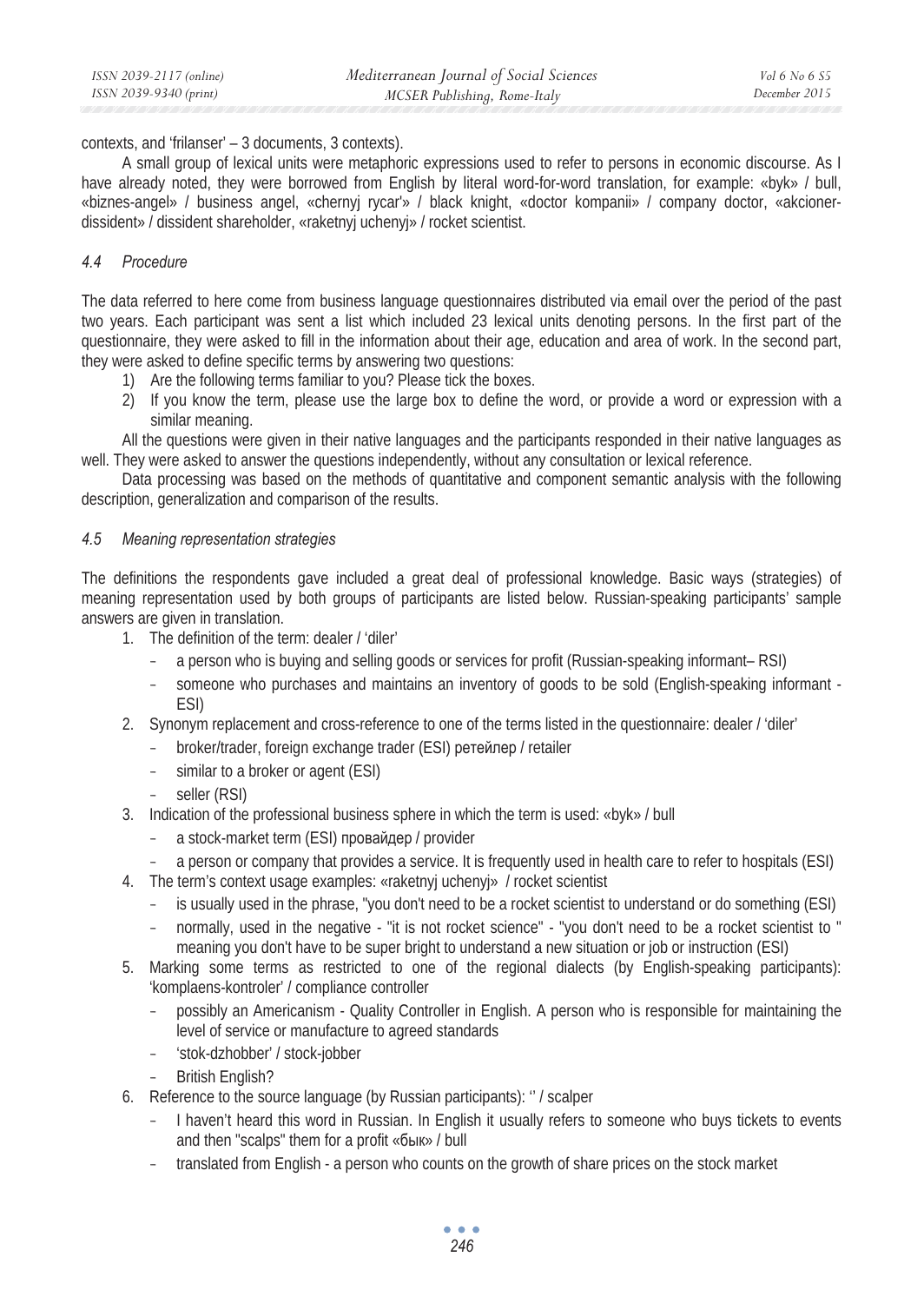contexts, and 'frilanser' – 3 documents, 3 contexts).

A small group of lexical units were metaphoric expressions used to refer to persons in economic discourse. As I have already noted, they were borrowed from English by literal word-for-word translation, for example: «byk» / bull, «biznes-angel» / business angel, «chernyj rycar'» / black knight, «doctor kompanii» / company doctor, «akcioner-dissident» / dissident shareholder, «raketnyj uchenyj» / rocket scientist.

### *4.4 Procedure*

The data referred to here come from business language questionnaires distributed via email over the period of the past two years. Each participant was sent a list which included 23 lexical units denoting persons. In the first part of the questionnaire, they were asked to fill in the information about their age, education and area of work. In the second part, they were asked to define specific terms by answering two questions:

1) Are the following terms familiar to you? Please tick the boxes.
2) If you know the term, please use the large box to define the word, or provide a word or expression with a similar meaning.

All the questions were given in their native languages and the participants responded in their native languages as well. They were asked to answer the questions independently, without any consultation or lexical reference.

Data processing was based on the methods of quantitative and component semantic analysis with the following description, generalization and comparison of the results.

### *4.5 Meaning representation strategies*

The definitions the respondents gave included a great deal of professional knowledge. Basic ways (strategies) of meaning representation used by both groups of participants are listed below. Russian-speaking participants' sample answers are given in translation.

1. The definition of the term: dealer / 'diler'
   - a person who is buying and selling goods or services for profit (Russian-speaking informant– RSI)
   - someone who purchases and maintains an inventory of goods to be sold (English-speaking informant - ESI)
2. Synonym replacement and cross-reference to one of the terms listed in the questionnaire: dealer / 'diler'
   - broker/trader, foreign exchange trader (ESI) ретейлер / retailer
   - similar to a broker or agent (ESI)
   - seller (RSI)
3. Indication of the professional business sphere in which the term is used: «byk» / bull
   - a stock-market term (ESI) провайдер / provider
   - a person or company that provides a service. It is frequently used in health care to refer to hospitals (ESI)
4. The term's context usage examples: «raketnyj uchenyj» / rocket scientist
   - is usually used in the phrase, "you don't need to be a rocket scientist to understand or do something (ESI)
   - normally, used in the negative - "it is not rocket science" - "you don't need to be a rocket scientist to " meaning you don't have to be super bright to understand a new situation or job or instruction (ESI)
5. Marking some terms as restricted to one of the regional dialects (by English-speaking participants): 'komplaens-kontroler' / compliance controller
   - possibly an Americanism - Quality Controller in English. A person who is responsible for maintaining the level of service or manufacture to agreed standards
   - 'stok-dzhobber' / stock-jobber
   - British English?
6. Reference to the source language (by Russian participants): '' / scalper
   - I haven't heard this word in Russian. In English it usually refers to someone who buys tickets to events and then "scalps" them for a profit «бык» / bull
   - translated from English - a person who counts on the growth of share prices on the stock market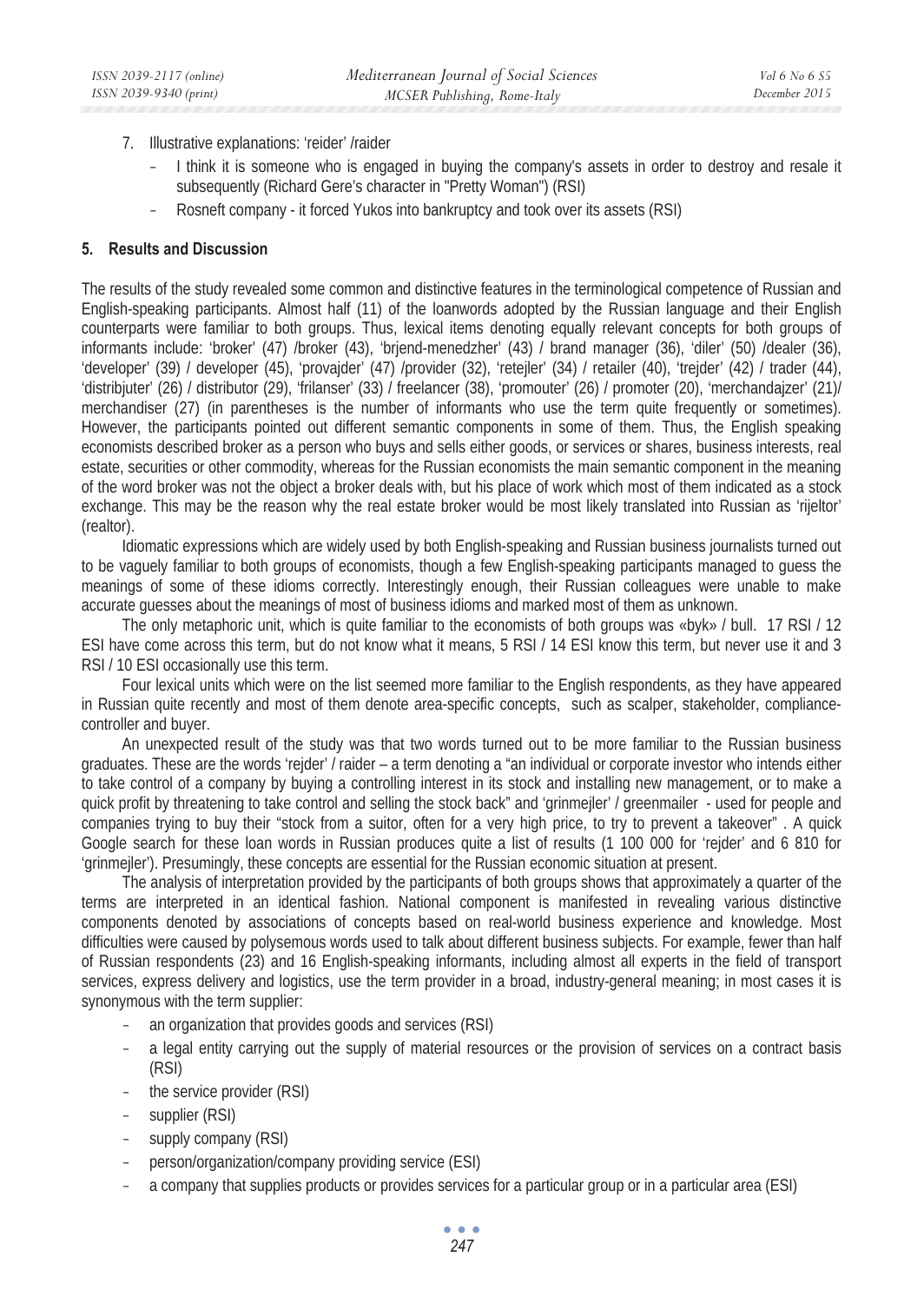7. Illustrative explanations: 'reider' /raider
   - I think it is someone who is engaged in buying the company's assets in order to destroy and resale it subsequently (Richard Gere's character in "Pretty Woman") (RSI)
   - Rosneft company - it forced Yukos into bankruptcy and took over its assets (RSI)

## 5. Results and Discussion

The results of the study revealed some common and distinctive features in the terminological competence of Russian and English-speaking participants. Almost half (11) of the loanwords adopted by the Russian language and their English counterparts were familiar to both groups. Thus, lexical items denoting equally relevant concepts for both groups of informants include: 'broker' (47) /broker (43), 'brjend-menedzher' (43) / brand manager (36), 'diler' (50) /dealer (36), 'developer' (39) / developer (45), 'provajder' (47) /provider (32), 'retejler' (34) / retailer (40), 'trejder' (42) / trader (44), 'distribjuter' (26) / distributor (29), 'frilanser' (33) / freelancer (38), 'promouter' (26) / promoter (20), 'merchandajzer' (21)/ merchandiser (27) (in parentheses is the number of informants who use the term quite frequently or sometimes). However, the participants pointed out different semantic components in some of them. Thus, the English speaking economists described broker as a person who buys and sells either goods, or services or shares, business interests, real estate, securities or other commodity, whereas for the Russian economists the main semantic component in the meaning of the word broker was not the object a broker deals with, but his place of work which most of them indicated as a stock exchange. This may be the reason why the real estate broker would be most likely translated into Russian as 'rijeltor' (realtor).

Idiomatic expressions which are widely used by both English-speaking and Russian business journalists turned out to be vaguely familiar to both groups of economists, though a few English-speaking participants managed to guess the meanings of some of these idioms correctly. Interestingly enough, their Russian colleagues were unable to make accurate guesses about the meanings of most of business idioms and marked most of them as unknown.

The only metaphoric unit, which is quite familiar to the economists of both groups was «byk» / bull. 17 RSI / 12 ESI have come across this term, but do not know what it means, 5 RSI / 14 ESI know this term, but never use it and 3 RSI / 10 ESI occasionally use this term.

Four lexical units which were on the list seemed more familiar to the English respondents, as they have appeared in Russian quite recently and most of them denote area-specific concepts, such as scalper, stakeholder, compliance-controller and buyer.

An unexpected result of the study was that two words turned out to be more familiar to the Russian business graduates. These are the words 'rejder' / raider – a term denoting a "an individual or corporate investor who intends either to take control of a company by buying a controlling interest in its stock and installing new management, or to make a quick profit by threatening to take control and selling the stock back" and 'grinmejler' / greenmailer - used for people and companies trying to buy their "stock from a suitor, often for a very high price, to try to prevent a takeover" . A quick Google search for these loan words in Russian produces quite a list of results (1 100 000 for 'rejder' and 6 810 for 'grinmejler'). Presumingly, these concepts are essential for the Russian economic situation at present.

The analysis of interpretation provided by the participants of both groups shows that approximately a quarter of the terms are interpreted in an identical fashion. National component is manifested in revealing various distinctive components denoted by associations of concepts based on real-world business experience and knowledge. Most difficulties were caused by polysemous words used to talk about different business subjects. For example, fewer than half of Russian respondents (23) and 16 English-speaking informants, including almost all experts in the field of transport services, express delivery and logistics, use the term provider in a broad, industry-general meaning; in most cases it is synonymous with the term supplier:

- an organization that provides goods and services (RSI)
- a legal entity carrying out the supply of material resources or the provision of services on a contract basis (RSI)
- the service provider (RSI)
- supplier (RSI)
- supply company (RSI)
- person/organization/company providing service (ESI)
- a company that supplies products or provides services for a particular group or in a particular area (ESI)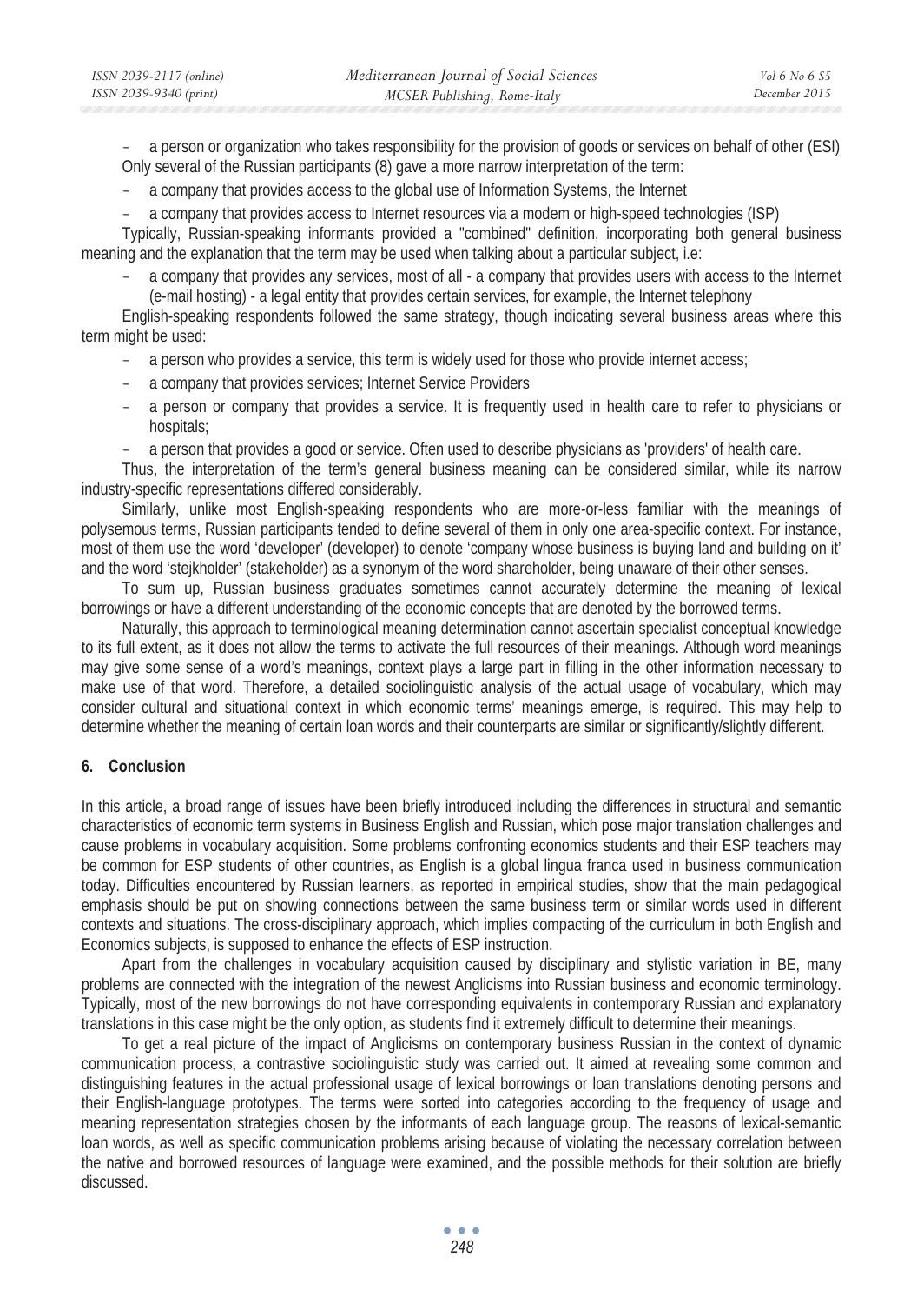- a person or organization who takes responsibility for the provision of goods or services on behalf of other (ESI)

Only several of the Russian participants (8) gave a more narrow interpretation of the term:

- a company that provides access to the global use of Information Systems, the Internet
- a company that provides access to Internet resources via a modem or high-speed technologies (ISP)

Typically, Russian-speaking informants provided a "combined" definition, incorporating both general business meaning and the explanation that the term may be used when talking about a particular subject, i.e:

- a company that provides any services, most of all - a company that provides users with access to the Internet (e-mail hosting) - a legal entity that provides certain services, for example, the Internet telephony

English-speaking respondents followed the same strategy, though indicating several business areas where this term might be used:

- a person who provides a service, this term is widely used for those who provide internet access;
- a company that provides services; Internet Service Providers
- a person or company that provides a service. It is frequently used in health care to refer to physicians or hospitals;
- a person that provides a good or service. Often used to describe physicians as 'providers' of health care.

Thus, the interpretation of the term's general business meaning can be considered similar, while its narrow industry-specific representations differed considerably.

Similarly, unlike most English-speaking respondents who are more-or-less familiar with the meanings of polysemous terms, Russian participants tended to define several of them in only one area-specific context. For instance, most of them use the word 'developer' (developer) to denote 'company whose business is buying land and building on it' and the word 'stejkholder' (stakeholder) as a synonym of the word shareholder, being unaware of their other senses.

To sum up, Russian business graduates sometimes cannot accurately determine the meaning of lexical borrowings or have a different understanding of the economic concepts that are denoted by the borrowed terms.

Naturally, this approach to terminological meaning determination cannot ascertain specialist conceptual knowledge to its full extent, as it does not allow the terms to activate the full resources of their meanings. Although word meanings may give some sense of a word's meanings, context plays a large part in filling in the other information necessary to make use of that word. Therefore, a detailed sociolinguistic analysis of the actual usage of vocabulary, which may consider cultural and situational context in which economic terms' meanings emerge, is required. This may help to determine whether the meaning of certain loan words and their counterparts are similar or significantly/slightly different.

## 6. Conclusion

In this article, a broad range of issues have been briefly introduced including the differences in structural and semantic characteristics of economic term systems in Business English and Russian, which pose major translation challenges and cause problems in vocabulary acquisition. Some problems confronting economics students and their ESP teachers may be common for ESP students of other countries, as English is a global lingua franca used in business communication today. Difficulties encountered by Russian learners, as reported in empirical studies, show that the main pedagogical emphasis should be put on showing connections between the same business term or similar words used in different contexts and situations. The cross-disciplinary approach, which implies compacting of the curriculum in both English and Economics subjects, is supposed to enhance the effects of ESP instruction.

Apart from the challenges in vocabulary acquisition caused by disciplinary and stylistic variation in BE, many problems are connected with the integration of the newest Anglicisms into Russian business and economic terminology. Typically, most of the new borrowings do not have corresponding equivalents in contemporary Russian and explanatory translations in this case might be the only option, as students find it extremely difficult to determine their meanings.

To get a real picture of the impact of Anglicisms on contemporary business Russian in the context of dynamic communication process, a contrastive sociolinguistic study was carried out. It aimed at revealing some common and distinguishing features in the actual professional usage of lexical borrowings or loan translations denoting persons and their English-language prototypes. The terms were sorted into categories according to the frequency of usage and meaning representation strategies chosen by the informants of each language group. The reasons of lexical-semantic loan words, as well as specific communication problems arising because of violating the necessary correlation between the native and borrowed resources of language were examined, and the possible methods for their solution are briefly discussed.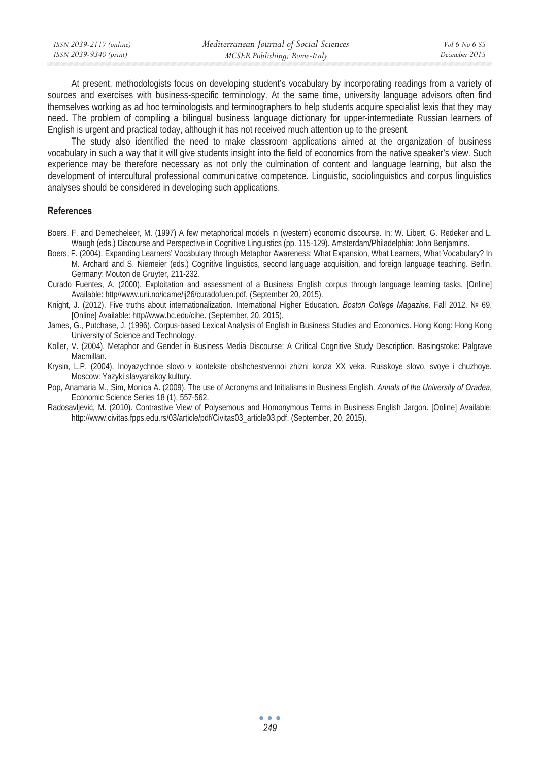At present, methodologists focus on developing student's vocabulary by incorporating readings from a variety of sources and exercises with business-specific terminology. At the same time, university language advisors often find themselves working as ad hoc terminologists and terminographers to help students acquire specialist lexis that they may need. The problem of compiling a bilingual business language dictionary for upper-intermediate Russian learners of English is urgent and practical today, although it has not received much attention up to the present.

The study also identified the need to make classroom applications aimed at the organization of business vocabulary in such a way that it will give students insight into the field of economics from the native speaker's view. Such experience may be therefore necessary as not only the culmination of content and language learning, but also the development of intercultural professional communicative competence. Linguistic, sociolinguistics and corpus linguistics analyses should be considered in developing such applications.

## References

Boers, F. and Demecheleer, M. (1997) A few metaphorical models in (western) economic discourse. In: W. Libert, G. Redeker and L. Waugh (eds.) Discourse and Perspective in Cognitive Linguistics (pp. 115-129). Amsterdam/Philadelphia: John Benjamins.

Boers, F. (2004). Expanding Learners' Vocabulary through Metaphor Awareness: What Expansion, What Learners, What Vocabulary? In M. Archard and S. Niemeier (eds.) Cognitive linguistics, second language acquisition, and foreign language teaching. Berlin, Germany: Mouton de Gruyter, 211-232.

Curado Fuentes, A. (2000). Exploitation and assessment of a Business English corpus through language learning tasks. [Online] Available: http//www.uni.no/icame/ij26/curadofuen.pdf. (September 20, 2015).

Knight, J. (2012). Five truths about internationalization. International Higher Education. *Boston College Magazine*. Fall 2012. № 69. [Online] Available: http//www.bc.edu/cihe. (September, 20, 2015).

James, G., Putchase, J. (1996). Corpus-based Lexical Analysis of English in Business Studies and Economics. Hong Kong: Hong Kong University of Science and Technology.

Koller, V. (2004). Metaphor and Gender in Business Media Discourse: A Critical Cognitive Study Description. Basingstoke: Palgrave Macmillan.

Krysin, L.P. (2004). Inoyazychnoe slovo v kontekste obshchestvennoi zhizni konza XX veka. Russkoye slovo, svoye i chuzhoye. Moscow: Yazyki slavyanskoy kultury.

Pop, Anamaria M., Sim, Monica A. (2009). The use of Acronyms and Initialisms in Business English. *Annals of the University of Oradea*, Economic Science Series 18 (1), 557-562.

Radosavljević, M. (2010). Contrastive View of Polysemous and Homonymous Terms in Business English Jargon. [Online] Available: http://www.civitas.fpps.edu.rs/03/article/pdf/Civitas03_article03.pdf. (September, 20, 2015).